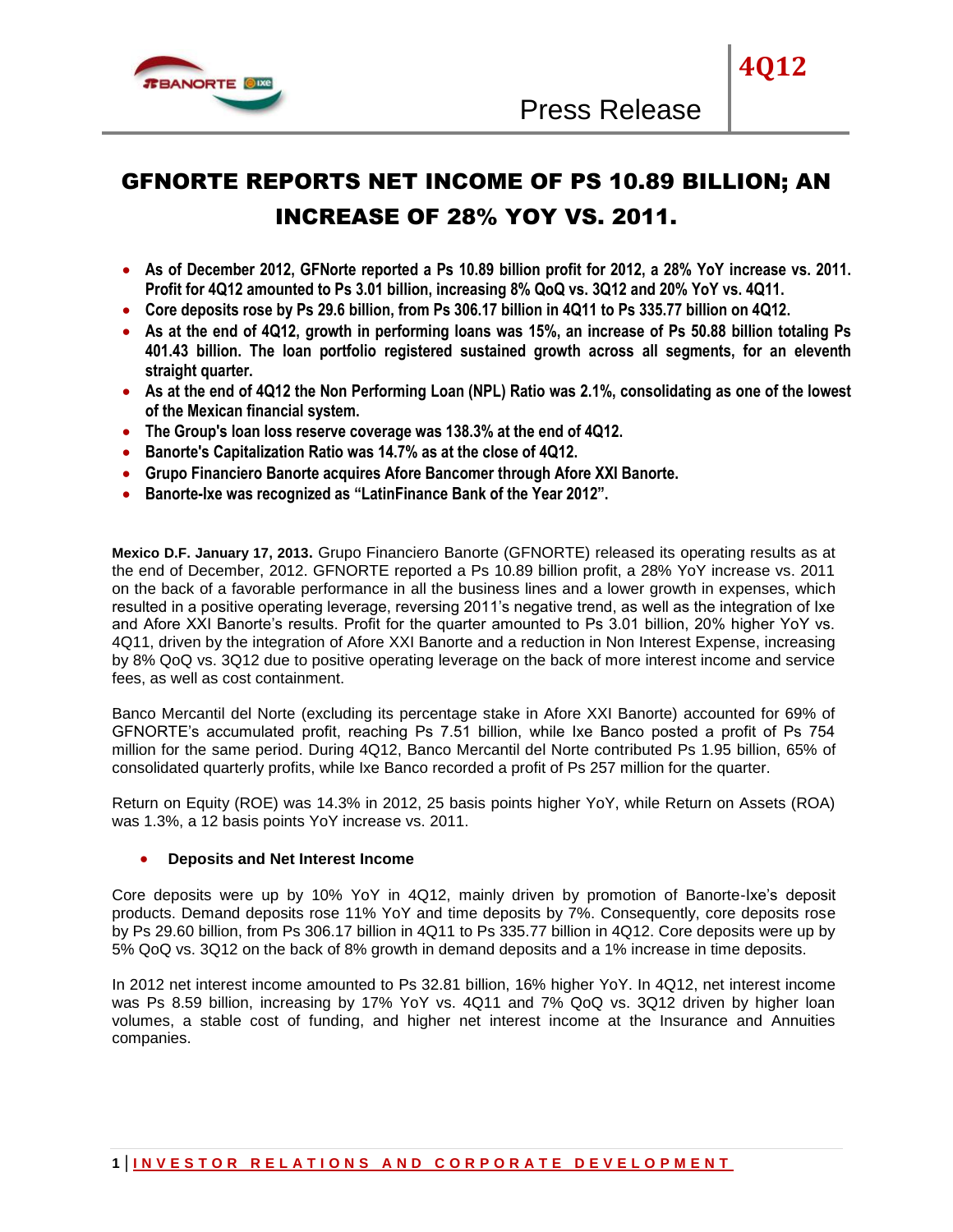# GFNORTE REPORTS NET INCOME OF PS 10.89 BILLION; AN INCREASE OF 28% YOY VS. 2011.

- **As of December 2012, GFNorte reported a Ps 10.89 billion profit for 2012, a 28% YoY increase vs. 2011. Profit for 4Q12 amounted to Ps 3.01 billion, increasing 8% QoQ vs. 3Q12 and 20% YoY vs. 4Q11.**
- **Core deposits rose by Ps 29.6 billion, from Ps 306.17 billion in 4Q11 to Ps 335.77 billion on 4Q12.**
- **As at the end of 4Q12, growth in performing loans was 15%, an increase of Ps 50.88 billion totaling Ps 401.43 billion. The loan portfolio registered sustained growth across all segments, for an eleventh straight quarter.**
- **As at the end of 4Q12 the Non Performing Loan (NPL) Ratio was 2.1%, consolidating as one of the lowest of the Mexican financial system.**
- **The Group's loan loss reserve coverage was 138.3% at the end of 4Q12.**
- **Banorte's Capitalization Ratio was 14.7% as at the close of 4Q12.**
- **Grupo Financiero Banorte acquires Afore Bancomer through Afore XXI Banorte.**
- **Banorte-Ixe was recognized as "LatinFinance Bank of the Year 2012".**

**Mexico D.F. January 17, 2013.** Grupo Financiero Banorte (GFNORTE) released its operating results as at the end of December, 2012. GFNORTE reported a Ps 10.89 billion profit, a 28% YoY increase vs. 2011 on the back of a favorable performance in all the business lines and a lower growth in expenses, which resulted in a positive operating leverage, reversing 2011's negative trend, as well as the integration of Ixe and Afore XXI Banorte's results. Profit for the quarter amounted to Ps 3.01 billion, 20% higher YoY vs. 4Q11, driven by the integration of Afore XXI Banorte and a reduction in Non Interest Expense, increasing by 8% QoQ vs. 3Q12 due to positive operating leverage on the back of more interest income and service fees, as well as cost containment.

Banco Mercantil del Norte (excluding its percentage stake in Afore XXI Banorte) accounted for 69% of GFNORTE's accumulated profit, reaching Ps 7.51 billion, while Ixe Banco posted a profit of Ps 754 million for the same period. During 4Q12, Banco Mercantil del Norte contributed Ps 1.95 billion, 65% of consolidated quarterly profits, while Ixe Banco recorded a profit of Ps 257 million for the quarter.

Return on Equity (ROE) was 14.3% in 2012, 25 basis points higher YoY, while Return on Assets (ROA) was 1.3%, a 12 basis points YoY increase vs. 2011.

- **Deposits and Net Interest Income**

Core deposits were up by 10% YoY in 4Q12, mainly driven by promotion of Banorte-Ixe's deposit products. Demand deposits rose 11% YoY and time deposits by 7%. Consequently, core deposits rose by Ps 29.60 billion, from Ps 306.17 billion in 4Q11 to Ps 335.77 billion in 4Q12. Core deposits were up by 5% QoQ vs. 3Q12 on the back of 8% growth in demand deposits and a 1% increase in time deposits.

In 2012 net interest income amounted to Ps 32.81 billion, 16% higher YoY. In 4Q12, net interest income was Ps 8.59 billion, increasing by 17% YoY vs. 4Q11 and 7% QoQ vs. 3Q12 driven by higher loan volumes, a stable cost of funding, and higher net interest income at the Insurance and Annuities companies.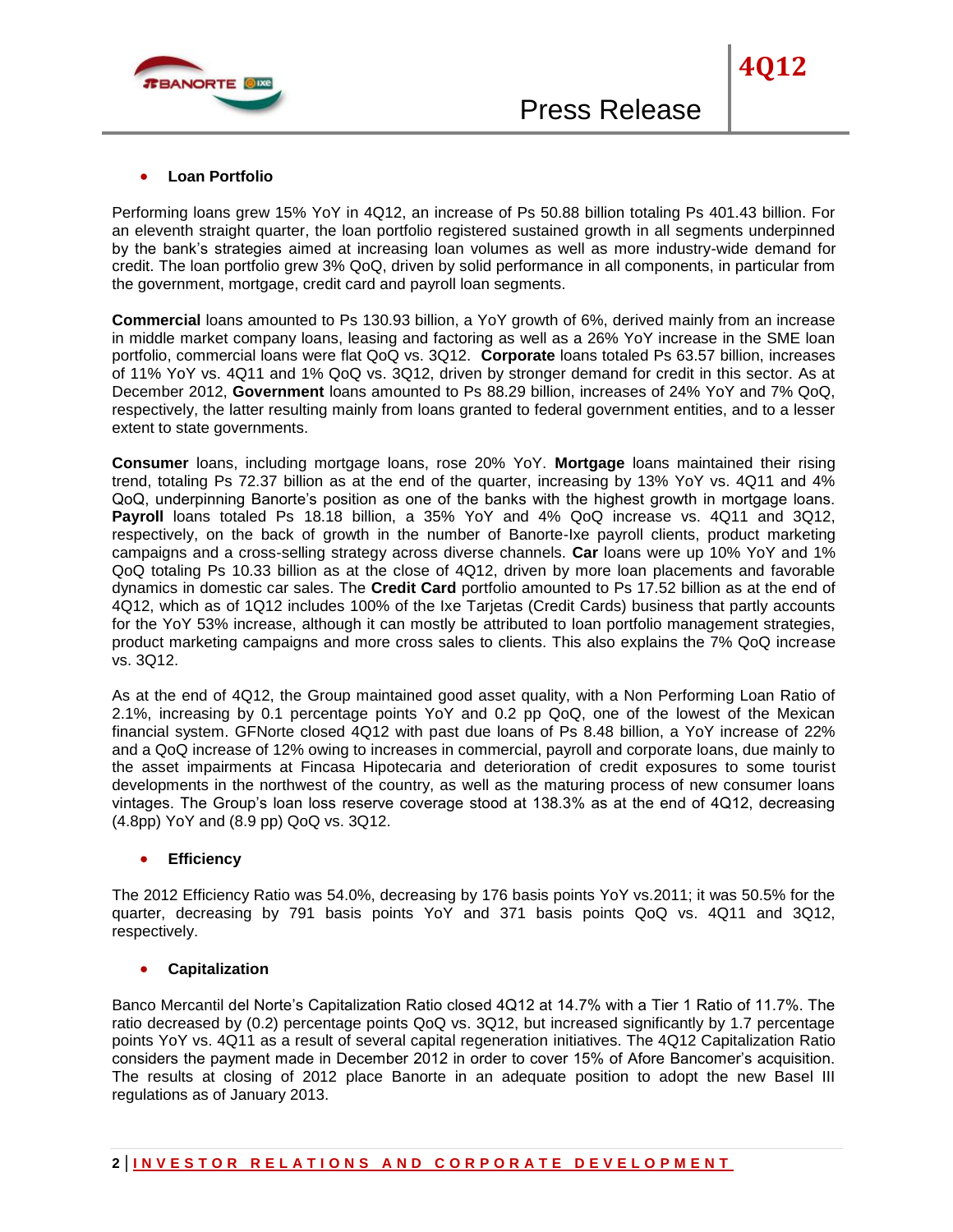- **Loan Portfolio**

Performing loans grew 15% YoY in 4Q12, an increase of Ps 50.88 billion totaling Ps 401.43 billion. For an eleventh straight quarter, the loan portfolio registered sustained growth in all segments underpinned by the bank's strategies aimed at increasing loan volumes as well as more industry-wide demand for credit. The loan portfolio grew 3% QoQ, driven by solid performance in all components, in particular from the government, mortgage, credit card and payroll loan segments.

**Commercial** loans amounted to Ps 130.93 billion, a YoY growth of 6%, derived mainly from an increase in middle market company loans, leasing and factoring as well as a 26% YoY increase in the SME loan portfolio, commercial loans were flat QoQ vs. 3Q12. **Corporate** loans totaled Ps 63.57 billion, increases of 11% YoY vs. 4Q11 and 1% QoQ vs. 3Q12, driven by stronger demand for credit in this sector. As at December 2012, **Government** loans amounted to Ps 88.29 billion, increases of 24% YoY and 7% QoQ, respectively, the latter resulting mainly from loans granted to federal government entities, and to a lesser extent to state governments.

**Consumer** loans, including mortgage loans, rose 20% YoY. **Mortgage** loans maintained their rising trend, totaling Ps 72.37 billion as at the end of the quarter, increasing by 13% YoY vs. 4Q11 and 4% QoQ, underpinning Banorte's position as one of the banks with the highest growth in mortgage loans. **Payroll** loans totaled Ps 18.18 billion, a 35% YoY and 4% QoQ increase vs. 4Q11 and 3Q12, respectively, on the back of growth in the number of Banorte-Ixe payroll clients, product marketing campaigns and a cross-selling strategy across diverse channels. **Car** loans were up 10% YoY and 1% QoQ totaling Ps 10.33 billion as at the close of 4Q12, driven by more loan placements and favorable dynamics in domestic car sales. The **Credit Card** portfolio amounted to Ps 17.52 billion as at the end of 4Q12, which as of 1Q12 includes 100% of the Ixe Tarjetas (Credit Cards) business that partly accounts for the YoY 53% increase, although it can mostly be attributed to loan portfolio management strategies, product marketing campaigns and more cross sales to clients. This also explains the 7% QoQ increase vs. 3Q12.

As at the end of 4Q12, the Group maintained good asset quality, with a Non Performing Loan Ratio of 2.1%, increasing by 0.1 percentage points YoY and 0.2 pp QoQ, one of the lowest of the Mexican financial system. GFNorte closed 4Q12 with past due loans of Ps 8.48 billion, a YoY increase of 22% and a QoQ increase of 12% owing to increases in commercial, payroll and corporate loans, due mainly to the asset impairments at Fincasa Hipotecaria and deterioration of credit exposures to some tourist developments in the northwest of the country, as well as the maturing process of new consumer loans vintages. The Group's loan loss reserve coverage stood at 138.3% as at the end of 4Q12, decreasing (4.8pp) YoY and (8.9 pp) QoQ vs. 3Q12.

- **Efficiency**

The 2012 Efficiency Ratio was 54.0%, decreasing by 176 basis points YoY vs.2011; it was 50.5% for the quarter, decreasing by 791 basis points YoY and 371 basis points QoQ vs. 4Q11 and 3Q12, respectively.

- **Capitalization**

Banco Mercantil del Norte's Capitalization Ratio closed 4Q12 at 14.7% with a Tier 1 Ratio of 11.7%. The ratio decreased by (0.2) percentage points QoQ vs. 3Q12, but increased significantly by 1.7 percentage points YoY vs. 4Q11 as a result of several capital regeneration initiatives. The 4Q12 Capitalization Ratio considers the payment made in December 2012 in order to cover 15% of Afore Bancomer's acquisition. The results at closing of 2012 place Banorte in an adequate position to adopt the new Basel III regulations as of January 2013.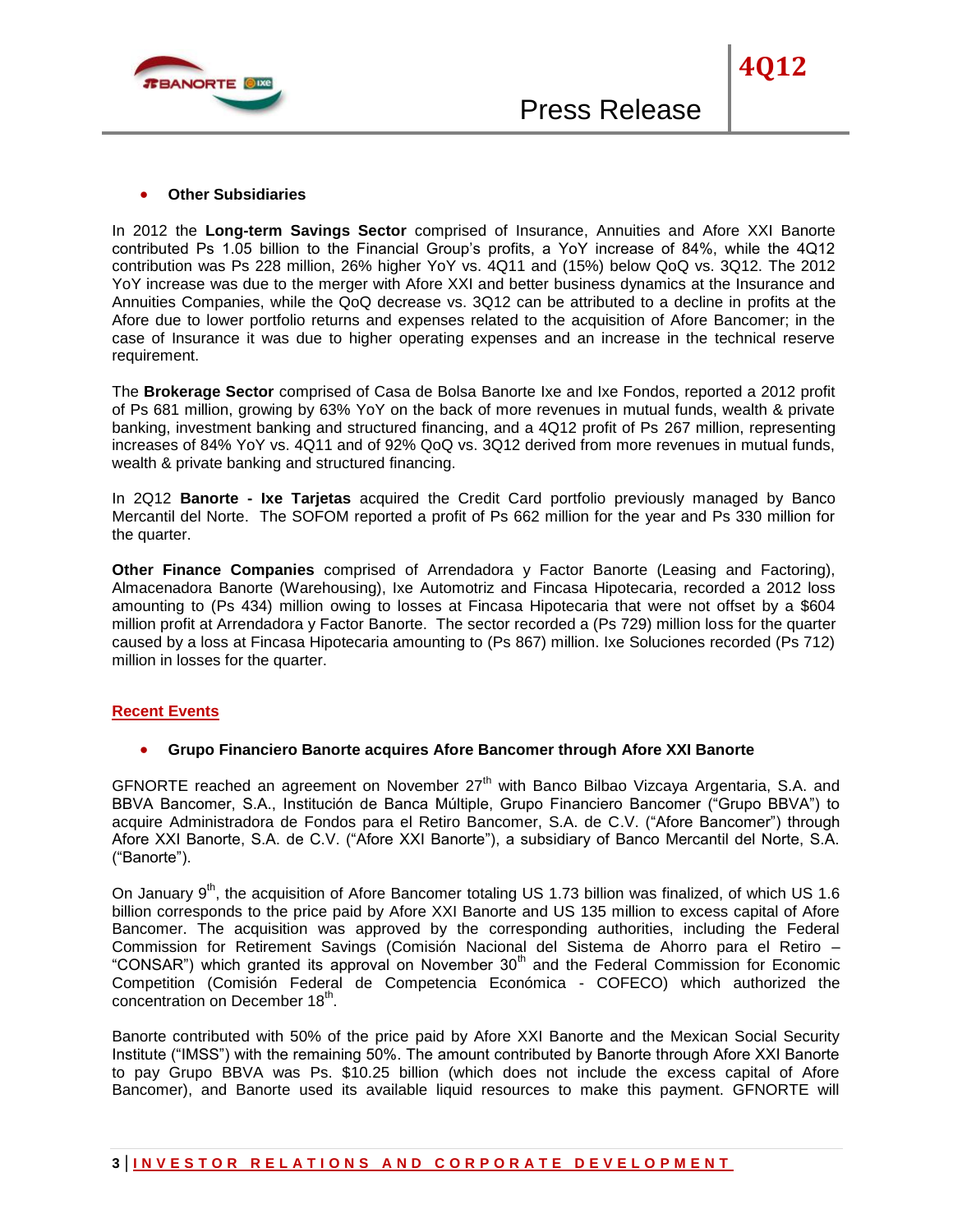- **Other Subsidiaries**

In 2012 the **Long-term Savings Sector** comprised of Insurance, Annuities and Afore XXI Banorte contributed Ps 1.05 billion to the Financial Group's profits, a YoY increase of 84%, while the 4Q12 contribution was Ps 228 million, 26% higher YoY vs. 4Q11 and (15%) below QoQ vs. 3Q12. The 2012 YoY increase was due to the merger with Afore XXI and better business dynamics at the Insurance and Annuities Companies, while the QoQ decrease vs. 3Q12 can be attributed to a decline in profits at the Afore due to lower portfolio returns and expenses related to the acquisition of Afore Bancomer; in the case of Insurance it was due to higher operating expenses and an increase in the technical reserve requirement.

The **Brokerage Sector** comprised of Casa de Bolsa Banorte Ixe and Ixe Fondos, reported a 2012 profit of Ps 681 million, growing by 63% YoY on the back of more revenues in mutual funds, wealth & private banking, investment banking and structured financing, and a 4Q12 profit of Ps 267 million, representing increases of 84% YoY vs. 4Q11 and of 92% QoQ vs. 3Q12 derived from more revenues in mutual funds, wealth & private banking and structured financing.

In 2Q12 **Banorte - Ixe Tarjetas** acquired the Credit Card portfolio previously managed by Banco Mercantil del Norte. The SOFOM reported a profit of Ps 662 million for the year and Ps 330 million for the quarter.

**Other Finance Companies** comprised of Arrendadora y Factor Banorte (Leasing and Factoring), Almacenadora Banorte (Warehousing), Ixe Automotriz and Fincasa Hipotecaria, recorded a 2012 loss amounting to (Ps 434) million owing to losses at Fincasa Hipotecaria that were not offset by a $604 million profit at Arrendadora y Factor Banorte. The sector recorded a (Ps 729) million loss for the quarter caused by a loss at Fincasa Hipotecaria amounting to (Ps 867) million. Ixe Soluciones recorded (Ps 712) million in losses for the quarter.

## Recent Events

- **Grupo Financiero Banorte acquires Afore Bancomer through Afore XXI Banorte**

GFNORTE reached an agreement on November 27th with Banco Bilbao Vizcaya Argentaria, S.A. and BBVA Bancomer, S.A., Institución de Banca Múltiple, Grupo Financiero Bancomer ("Grupo BBVA") to acquire Administradora de Fondos para el Retiro Bancomer, S.A. de C.V. ("Afore Bancomer") through Afore XXI Banorte, S.A. de C.V. ("Afore XXI Banorte"), a subsidiary of Banco Mercantil del Norte, S.A. ("Banorte").

On January 9th, the acquisition of Afore Bancomer totaling US 1.73 billion was finalized, of which US 1.6 billion corresponds to the price paid by Afore XXI Banorte and US 135 million to excess capital of Afore Bancomer. The acquisition was approved by the corresponding authorities, including the Federal Commission for Retirement Savings (Comisión Nacional del Sistema de Ahorro para el Retiro – "CONSAR") which granted its approval on November 30th and the Federal Commission for Economic Competition (Comisión Federal de Competencia Económica - COFECO) which authorized the concentration on December 18th.

Banorte contributed with 50% of the price paid by Afore XXI Banorte and the Mexican Social Security Institute ("IMSS") with the remaining 50%. The amount contributed by Banorte through Afore XXI Banorte to pay Grupo BBVA was Ps. $10.25 billion (which does not include the excess capital of Afore Bancomer), and Banorte used its available liquid resources to make this payment. GFNORTE will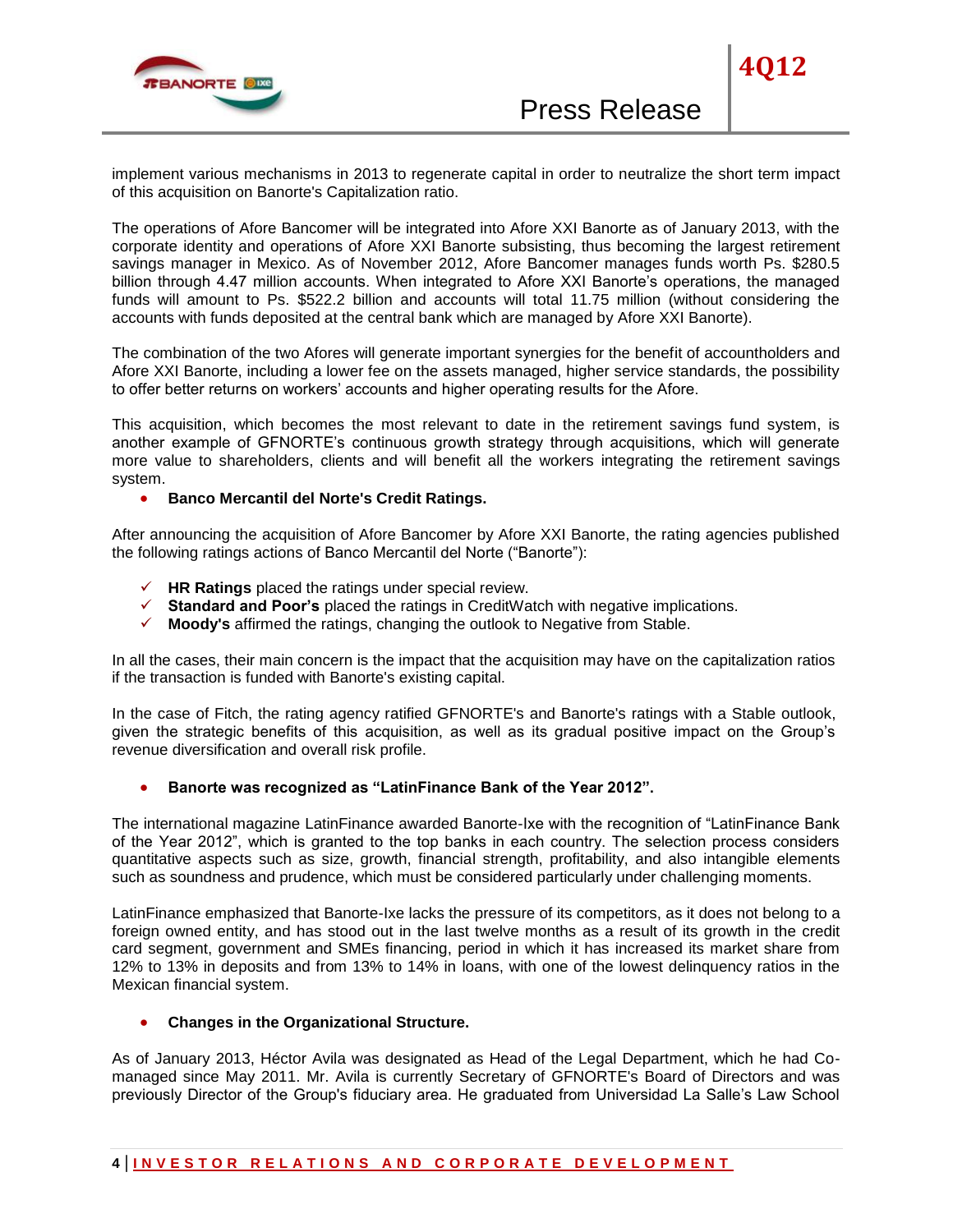implement various mechanisms in 2013 to regenerate capital in order to neutralize the short term impact of this acquisition on Banorte's Capitalization ratio.

The operations of Afore Bancomer will be integrated into Afore XXI Banorte as of January 2013, with the corporate identity and operations of Afore XXI Banorte subsisting, thus becoming the largest retirement savings manager in Mexico. As of November 2012, Afore Bancomer manages funds worth Ps. $280.5 billion through 4.47 million accounts. When integrated to Afore XXI Banorte's operations, the managed funds will amount to Ps. $522.2 billion and accounts will total 11.75 million (without considering the accounts with funds deposited at the central bank which are managed by Afore XXI Banorte).

The combination of the two Afores will generate important synergies for the benefit of accountholders and Afore XXI Banorte, including a lower fee on the assets managed, higher service standards, the possibility to offer better returns on workers' accounts and higher operating results for the Afore.

This acquisition, which becomes the most relevant to date in the retirement savings fund system, is another example of GFNORTE's continuous growth strategy through acquisitions, which will generate more value to shareholders, clients and will benefit all the workers integrating the retirement savings system.

- **Banco Mercantil del Norte's Credit Ratings.**

After announcing the acquisition of Afore Bancomer by Afore XXI Banorte, the rating agencies published the following ratings actions of Banco Mercantil del Norte ("Banorte"):

- ✓ **HR Ratings** placed the ratings under special review.
- ✓ **Standard and Poor's** placed the ratings in CreditWatch with negative implications.
- ✓ **Moody's** affirmed the ratings, changing the outlook to Negative from Stable.

In all the cases, their main concern is the impact that the acquisition may have on the capitalization ratios if the transaction is funded with Banorte's existing capital.

In the case of Fitch, the rating agency ratified GFNORTE's and Banorte's ratings with a Stable outlook, given the strategic benefits of this acquisition, as well as its gradual positive impact on the Group's revenue diversification and overall risk profile.

- **Banorte was recognized as "LatinFinance Bank of the Year 2012".**

The international magazine LatinFinance awarded Banorte-Ixe with the recognition of "LatinFinance Bank of the Year 2012", which is granted to the top banks in each country. The selection process considers quantitative aspects such as size, growth, financial strength, profitability, and also intangible elements such as soundness and prudence, which must be considered particularly under challenging moments.

LatinFinance emphasized that Banorte-Ixe lacks the pressure of its competitors, as it does not belong to a foreign owned entity, and has stood out in the last twelve months as a result of its growth in the credit card segment, government and SMEs financing, period in which it has increased its market share from 12% to 13% in deposits and from 13% to 14% in loans, with one of the lowest delinquency ratios in the Mexican financial system.

- **Changes in the Organizational Structure.**

As of January 2013, Héctor Avila was designated as Head of the Legal Department, which he had Co-managed since May 2011. Mr. Avila is currently Secretary of GFNORTE's Board of Directors and was previously Director of the Group's fiduciary area. He graduated from Universidad La Salle's Law School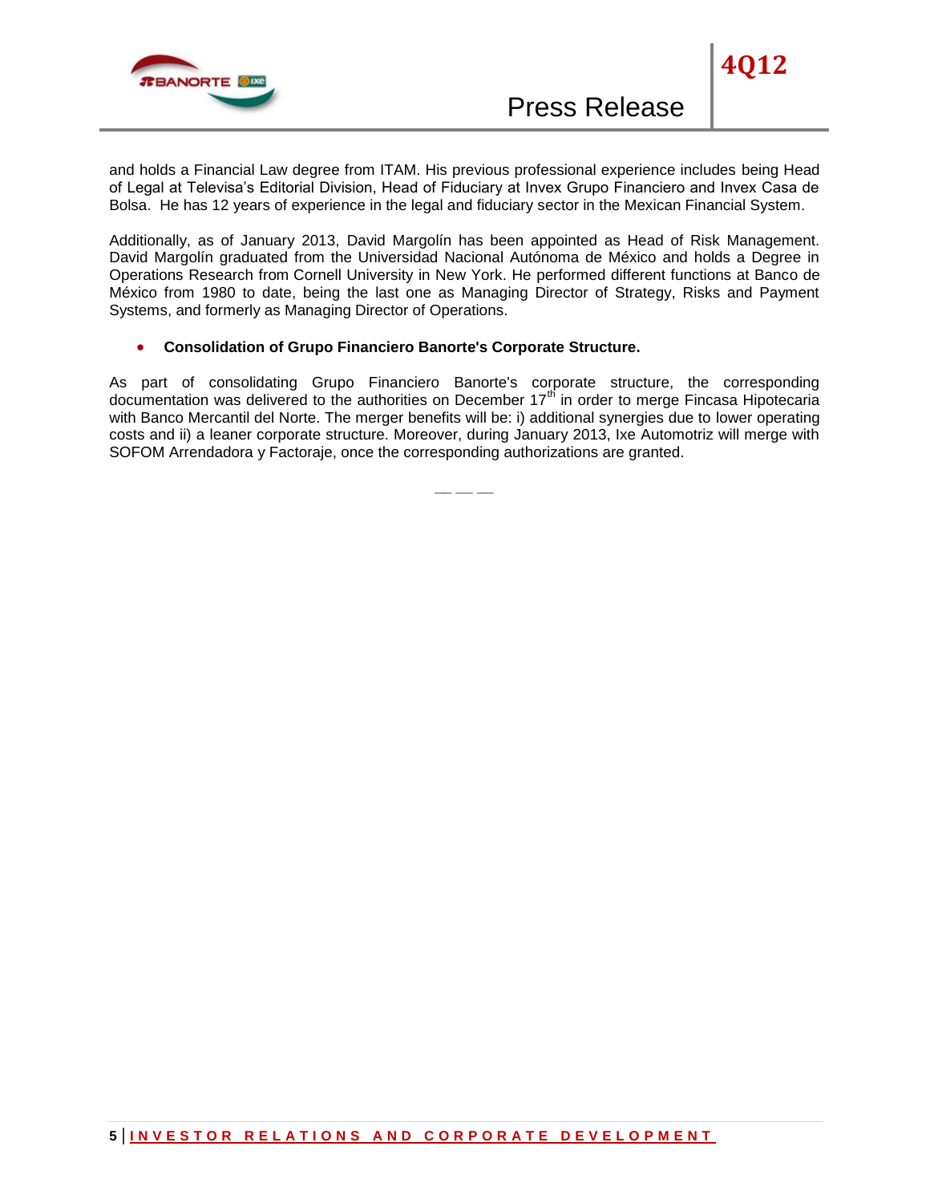and holds a Financial Law degree from ITAM. His previous professional experience includes being Head of Legal at Televisa's Editorial Division, Head of Fiduciary at Invex Grupo Financiero and Invex Casa de Bolsa. He has 12 years of experience in the legal and fiduciary sector in the Mexican Financial System.

Additionally, as of January 2013, David Margolín has been appointed as Head of Risk Management. David Margolín graduated from the Universidad Nacional Autónoma de México and holds a Degree in Operations Research from Cornell University in New York. He performed different functions at Banco de México from 1980 to date, being the last one as Managing Director of Strategy, Risks and Payment Systems, and formerly as Managing Director of Operations.

- **Consolidation of Grupo Financiero Banorte's Corporate Structure.**

As part of consolidating Grupo Financiero Banorte's corporate structure, the corresponding documentation was delivered to the authorities on December 17th in order to merge Fincasa Hipotecaria with Banco Mercantil del Norte. The merger benefits will be: i) additional synergies due to lower operating costs and ii) a leaner corporate structure. Moreover, during January 2013, Ixe Automotriz will merge with SOFOM Arrendadora y Factoraje, once the corresponding authorizations are granted.

— — —